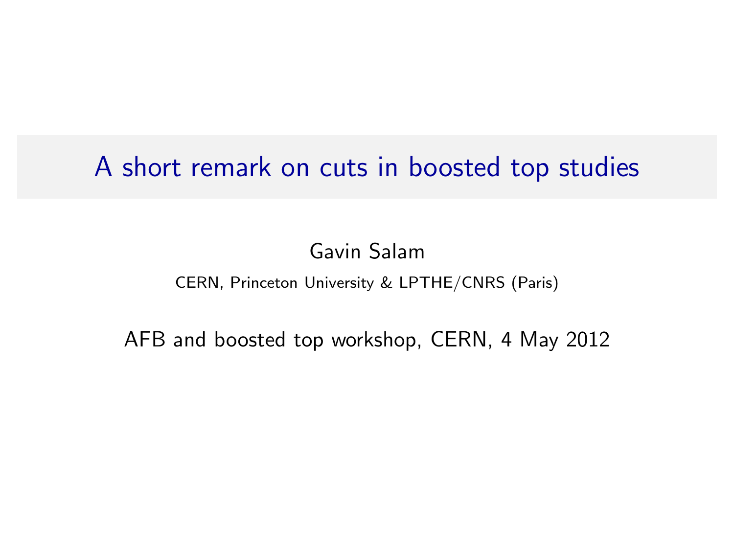# A short remark on cuts in boosted top studies

Gavin Salam

CERN, Princeton University & LPTHE/CNRS (Paris)

AFB and boosted top workshop, CERN, 4 May 2012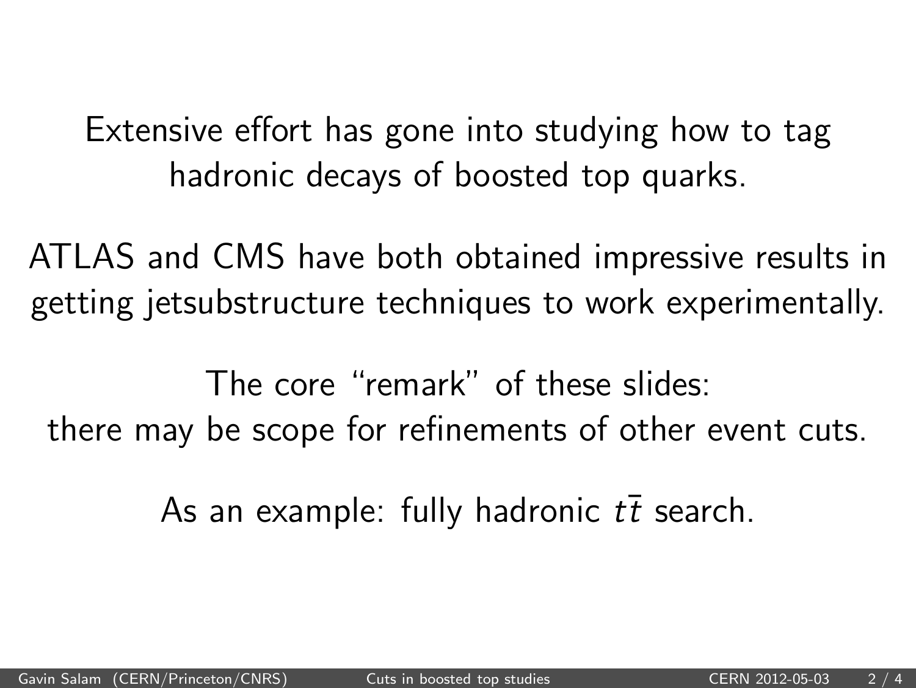Extensive effort has gone into studying how to tag hadronic decays of boosted top quarks.

ATLAS and CMS have both obtained impressive results in getting jetsubstructure techniques to work experimentally.

The core "remark" of these slides:
there may be scope for refinements of other event cuts.

As an example: fully hadronic $t\bar{t}$ search.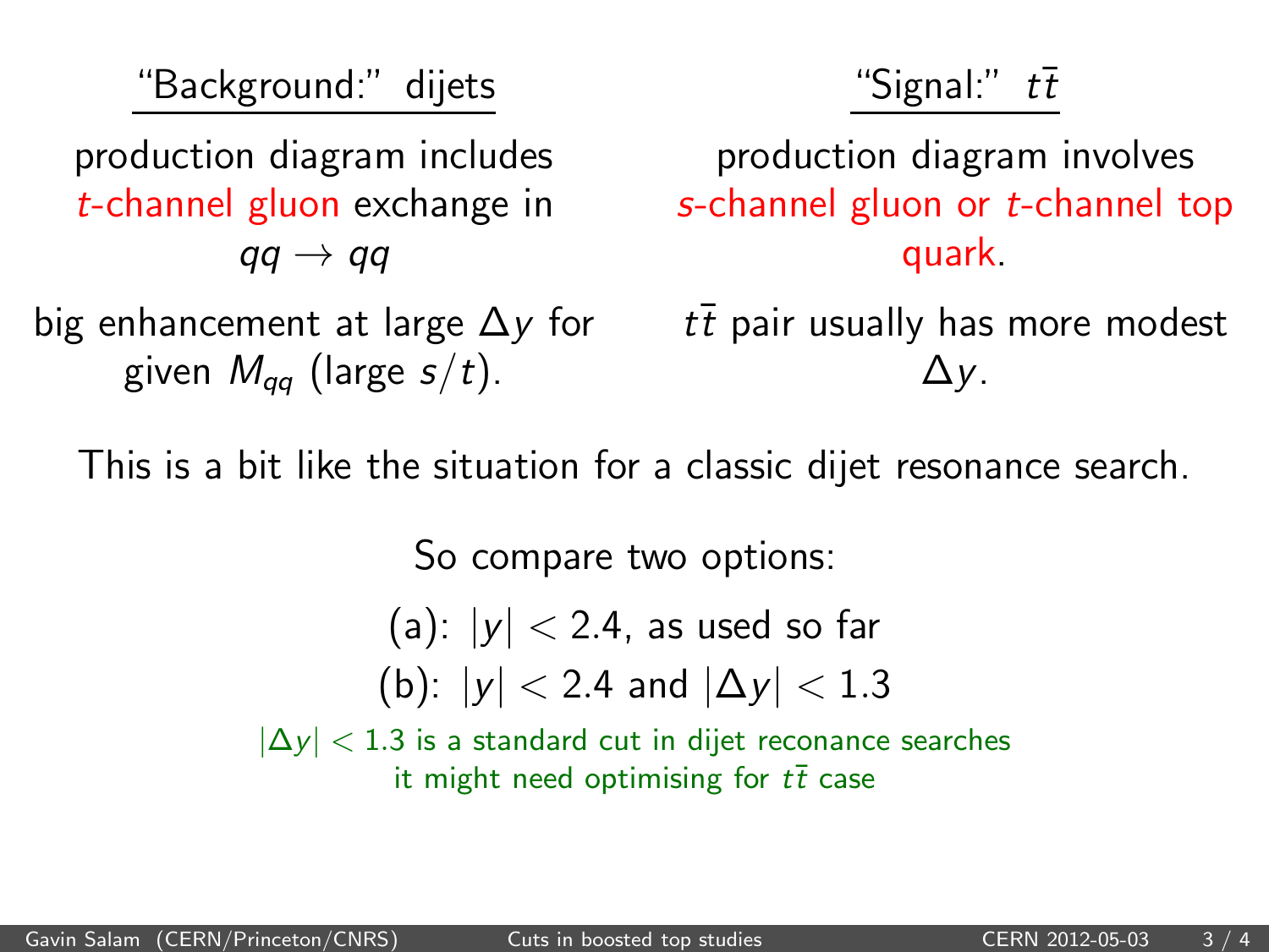**"Background:" dijets**

production diagram includes *t*-channel gluon exchange in $qq \to qq$

big enhancement at large $\Delta y$ for given $M_{qq}$ (large $s/t$).

**"Signal:" $t\bar{t}$**

production diagram involves *s*-channel gluon or *t*-channel top quark.

$t\bar{t}$ pair usually has more modest $\Delta y$.

This is a bit like the situation for a classic dijet resonance search.

So compare two options:

(a): $|y| < 2.4$, as used so far

(b): $|y| < 2.4$ and $|\Delta y| < 1.3$

$|\Delta y| < 1.3$ is a standard cut in dijet reconance searches
it might need optimising for $t\bar{t}$ case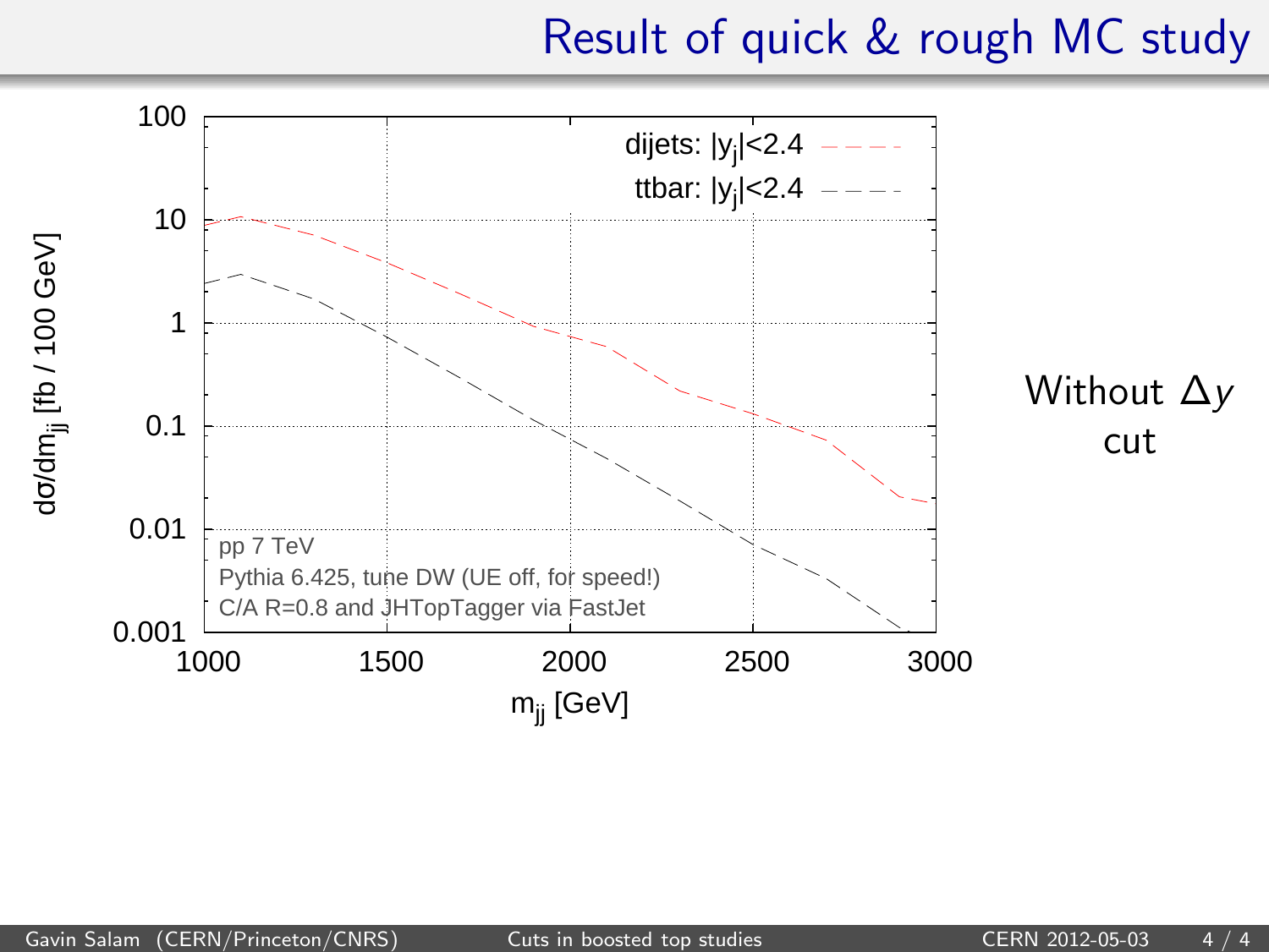# Result of quick & rough MC study

dijets: $|y_j|<2.4$

ttbar: $|y_j|<2.4$

pp 7 TeV

Pythia 6.425, tune DW (UE off, for speed!)

C/A R=0.8 and JHTopTagger via FastJet

$d\sigma/dm_{jj}$ [fb / 100 GeV]

100

10

1

0.1

0.01

0.001

1000

1500

2000

2500

3000

$m_{jj}$ [GeV]

Without $\Delta y$ cut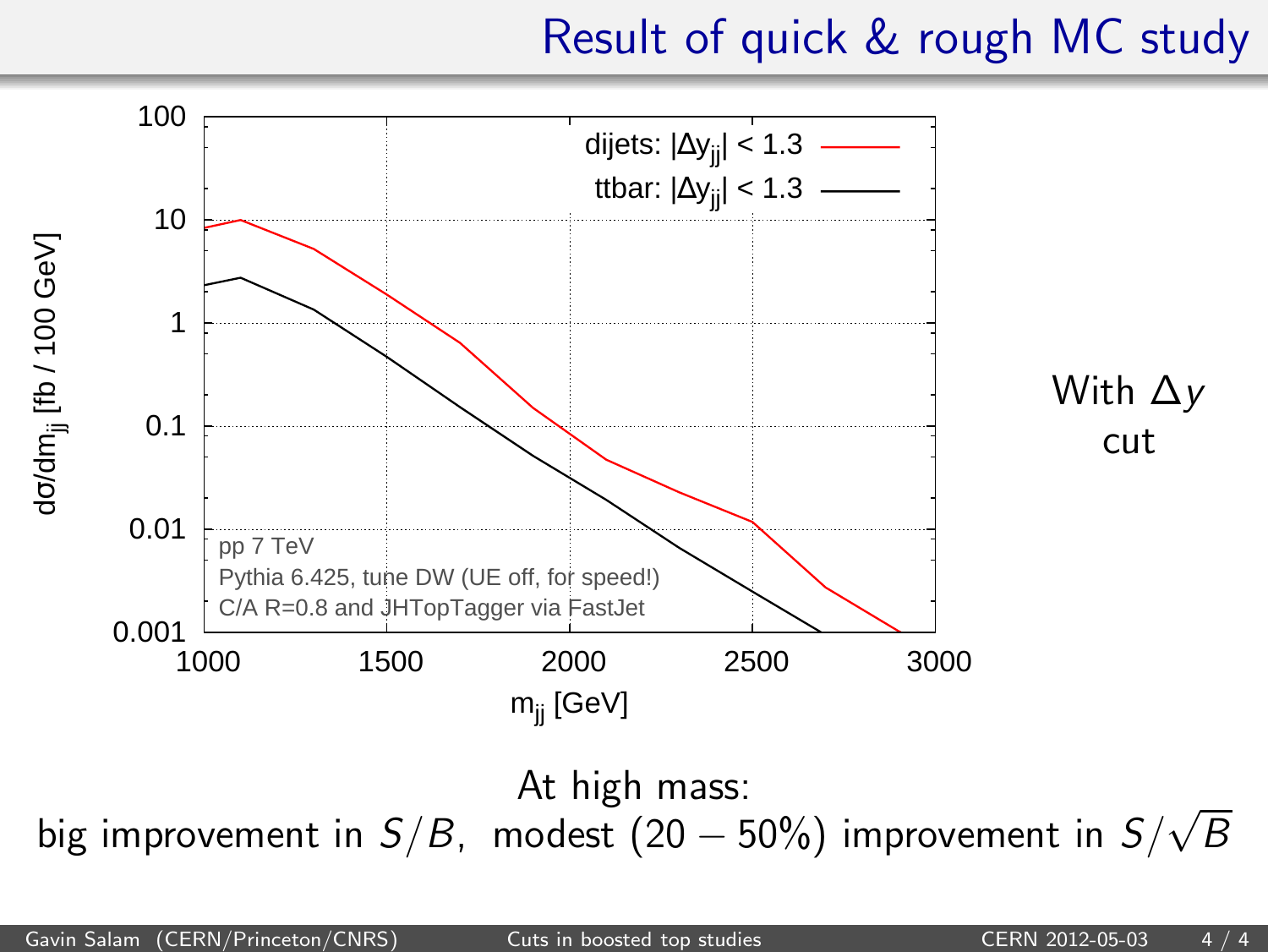# Result of quick & rough MC study

dijets: $|\Delta y_{jj}| < 1.3$

ttbar: $|\Delta y_{jj}| < 1.3$

$d\sigma/dm_{jj}$ [fb / 100 GeV]

100

10

1

0.1

0.01

0.001

1000

1500

2000

2500

3000

$m_{jj}$ [GeV]

pp 7 TeV

Pythia 6.425, tune DW (UE off, for speed!)

C/A R=0.8 and JHTopTagger via FastJet

With $\Delta y$ cut

At high mass:

big improvement in $S/B$, modest $(20 - 50\%)$ improvement in $S/\sqrt{B}$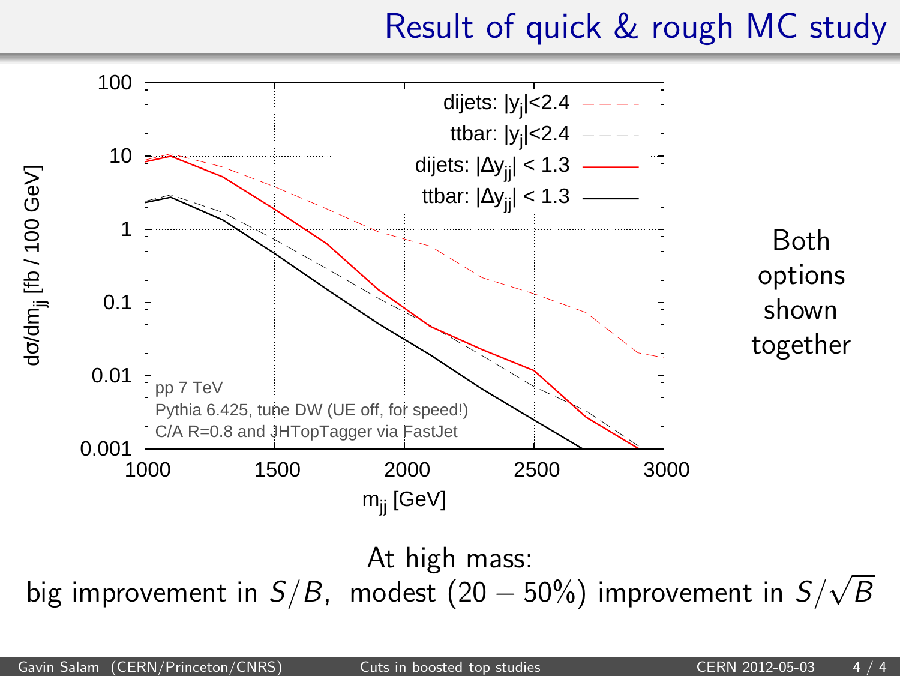# Result of quick & rough MC study

100

10

1

0.1

0.01

0.001

1000 1500 2000 2500 3000

$m_{jj}$ [GeV]

$d\sigma/dm_{jj}$ [fb / 100 GeV]

dijets: $|y_j|<2.4$

ttbar: $|y_j|<2.4$

dijets: $|\Delta y_{jj}| < 1.3$

ttbar: $|\Delta y_{jj}| < 1.3$

pp 7 TeV

Pythia 6.425, tune DW (UE off, for speed!)

C/A R=0.8 and JHTopTagger via FastJet

Both options shown together

At high mass:

big improvement in $S/B$, modest ($20-50\%$) improvement in $S/\sqrt{B}$